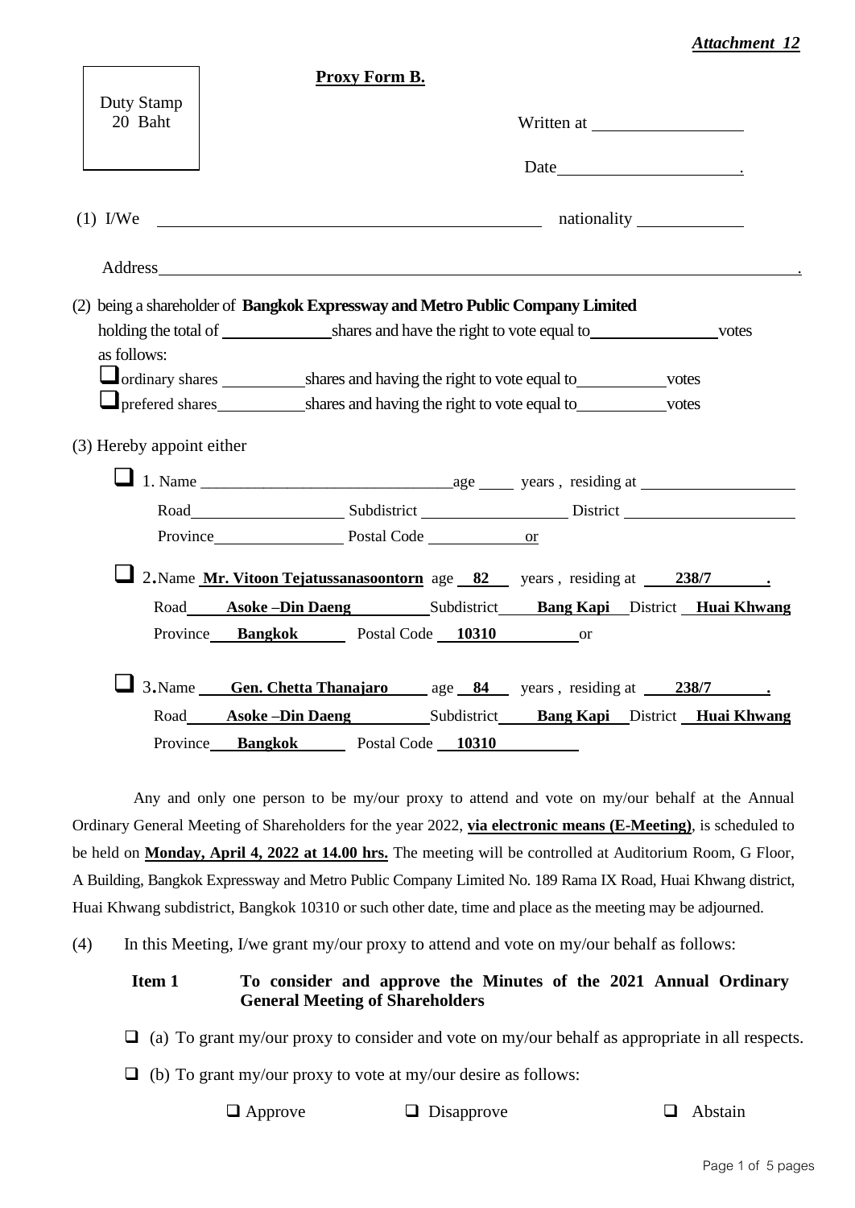*Attachment 12*

Duty Stamp
20 Baht

**Proxy Form B.**

Written at ________________

Date____________________.

(1) I/We ____________________________________________ nationality ____________

Address________________________________________________________________________________.

(2) being a shareholder of **Bangkok Expressway and Metro Public Company Limited**
holding the total of _____________shares and have the right to vote equal to_______________votes
as follows:

❑ ordinary shares __________shares and having the right to vote equal to__________votes

❑ prefered shares__________shares and having the right to vote equal to__________votes

(3) Hereby appoint either

❑ 1. Name ________________________________age ____ years , residing at __________________
Road__________________ Subdistrict _________________ District ____________________
Province________________ Postal Code ____________ or

❑ 2. Name **Mr. Vitoon Tejatussanasoontorn** age **82** years , residing at **238/7** .
Road **Asoke –Din Daeng** Subdistrict **Bang Kapi** District **Huai Khwang**
Province **Bangkok** Postal Code **10310** or

❑ 3. Name **Gen. Chetta Thanajaro** age **84** years , residing at **238/7** .
Road **Asoke –Din Daeng** Subdistrict **Bang Kapi** District **Huai Khwang**
Province **Bangkok** Postal Code **10310**

Any and only one person to be my/our proxy to attend and vote on my/our behalf at the Annual Ordinary General Meeting of Shareholders for the year 2022, **via electronic means (E-Meeting)**, is scheduled to be held on **Monday, April 4, 2022 at 14.00 hrs.** The meeting will be controlled at Auditorium Room, G Floor, A Building, Bangkok Expressway and Metro Public Company Limited No. 189 Rama IX Road, Huai Khwang district, Huai Khwang subdistrict, Bangkok 10310 or such other date, time and place as the meeting may be adjourned.

(4) In this Meeting, I/we grant my/our proxy to attend and vote on my/our behalf as follows:

**Item 1 To consider and approve the Minutes of the 2021 Annual Ordinary General Meeting of Shareholders**

❑ (a) To grant my/our proxy to consider and vote on my/our behalf as appropriate in all respects.

❑ (b) To grant my/our proxy to vote at my/our desire as follows:

❑ Approve ❑ Disapprove ❑ Abstain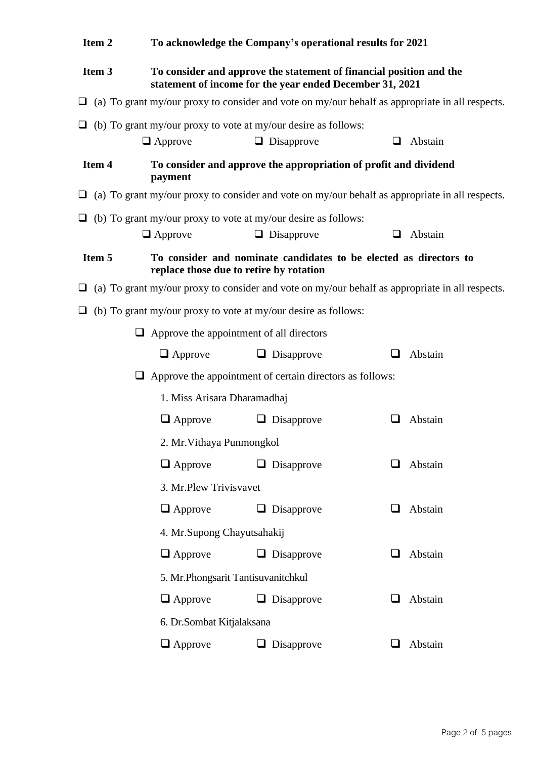**Item 2** **To acknowledge the Company's operational results for 2021**

**Item 3** **To consider and approve the statement of financial position and the statement of income for the year ended December 31, 2021**

❑ (a) To grant my/our proxy to consider and vote on my/our behalf as appropriate in all respects.

❑ (b) To grant my/our proxy to vote at my/our desire as follows:

❑ Approve ❑ Disapprove ❑ Abstain

**Item 4** **To consider and approve the appropriation of profit and dividend payment**

❑ (a) To grant my/our proxy to consider and vote on my/our behalf as appropriate in all respects.

❑ (b) To grant my/our proxy to vote at my/our desire as follows:

❑ Approve ❑ Disapprove ❑ Abstain

**Item 5** **To consider and nominate candidates to be elected as directors to replace those due to retire by rotation**

❑ (a) To grant my/our proxy to consider and vote on my/our behalf as appropriate in all respects.

❑ (b) To grant my/our proxy to vote at my/our desire as follows:

❑ Approve the appointment of all directors

❑ Approve ❑ Disapprove ❑ Abstain

❑ Approve the appointment of certain directors as follows:

1. Miss Arisara Dharamadhaj

❑ Approve ❑ Disapprove ❑ Abstain

2. Mr.Vithaya Punmongkol

❑ Approve ❑ Disapprove ❑ Abstain

3. Mr.Plew Trivisvavet

❑ Approve ❑ Disapprove ❑ Abstain

4. Mr.Supong Chayutsahakij

❑ Approve ❑ Disapprove ❑ Abstain

5. Mr.Phongsarit Tantisuvanitchkul

❑ Approve ❑ Disapprove ❑ Abstain

6. Dr.Sombat Kitjalaksana

❑ Approve ❑ Disapprove ❑ Abstain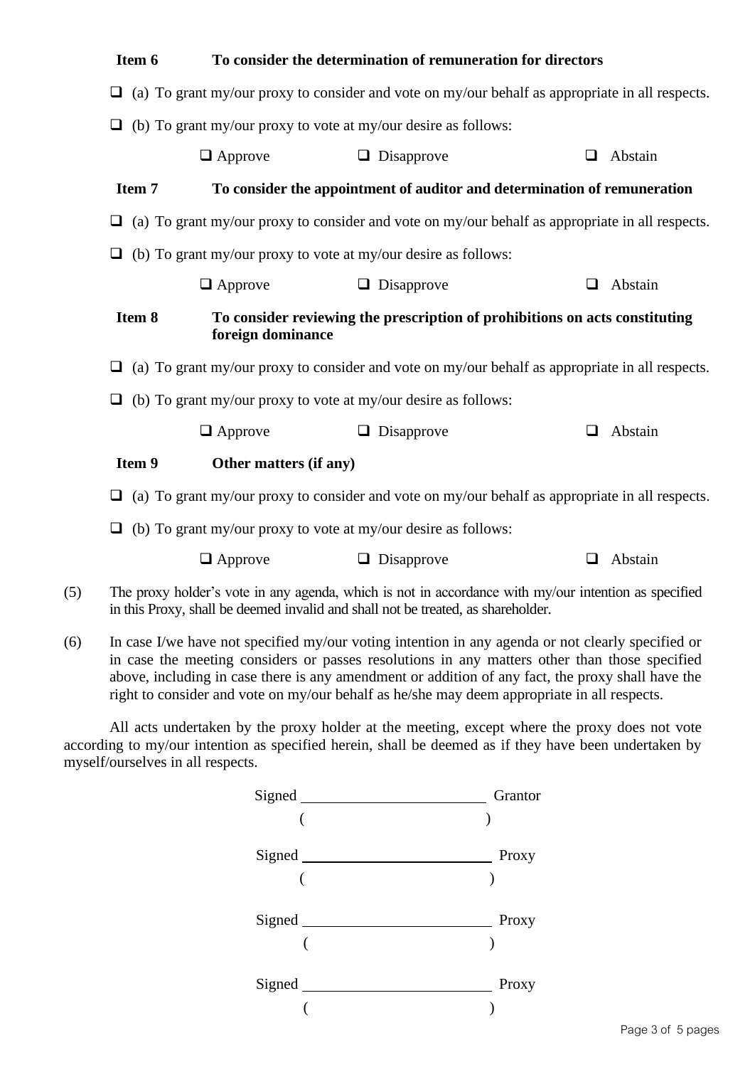**Item 6 To consider the determination of remuneration for directors**

- ❑ (a) To grant my/our proxy to consider and vote on my/our behalf as appropriate in all respects.
- ❑ (b) To grant my/our proxy to vote at my/our desire as follows:

❑ Approve ❑ Disapprove ❑ Abstain

**Item 7 To consider the appointment of auditor and determination of remuneration**

- ❑ (a) To grant my/our proxy to consider and vote on my/our behalf as appropriate in all respects.
- ❑ (b) To grant my/our proxy to vote at my/our desire as follows:

❑ Approve ❑ Disapprove ❑ Abstain

**Item 8 To consider reviewing the prescription of prohibitions on acts constituting foreign dominance**

- ❑ (a) To grant my/our proxy to consider and vote on my/our behalf as appropriate in all respects.
- ❑ (b) To grant my/our proxy to vote at my/our desire as follows:

❑ Approve ❑ Disapprove ❑ Abstain

**Item 9 Other matters (if any)**

- ❑ (a) To grant my/our proxy to consider and vote on my/our behalf as appropriate in all respects.
- ❑ (b) To grant my/our proxy to vote at my/our desire as follows:

❑ Approve ❑ Disapprove ❑ Abstain

(5) The proxy holder's vote in any agenda, which is not in accordance with my/our intention as specified in this Proxy, shall be deemed invalid and shall not be treated, as shareholder.

(6) In case I/we have not specified my/our voting intention in any agenda or not clearly specified or in case the meeting considers or passes resolutions in any matters other than those specified above, including in case there is any amendment or addition of any fact, the proxy shall have the right to consider and vote on my/our behalf as he/she may deem appropriate in all respects.

All acts undertaken by the proxy holder at the meeting, except where the proxy does not vote according to my/our intention as specified herein, shall be deemed as if they have been undertaken by myself/ourselves in all respects.

Signed ________________________ Grantor
( )

Signed ________________________ Proxy
( )

Signed ________________________ Proxy
( )

Signed ________________________ Proxy
( )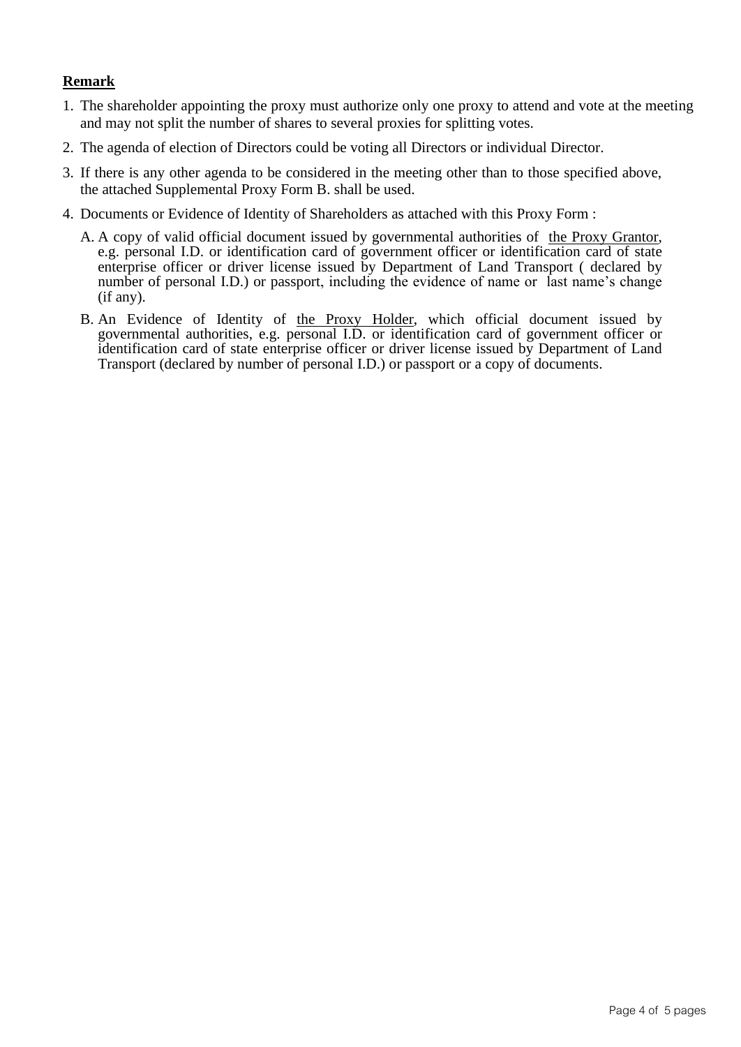**Remark**

1. The shareholder appointing the proxy must authorize only one proxy to attend and vote at the meeting and may not split the number of shares to several proxies for splitting votes.
2. The agenda of election of Directors could be voting all Directors or individual Director.
3. If there is any other agenda to be considered in the meeting other than to those specified above, the attached Supplemental Proxy Form B. shall be used.
4. Documents or Evidence of Identity of Shareholders as attached with this Proxy Form :

   A. A copy of valid official document issued by governmental authorities of <u>the Proxy Grantor</u>, e.g. personal I.D. or identification card of government officer or identification card of state enterprise officer or driver license issued by Department of Land Transport ( declared by number of personal I.D.) or passport, including the evidence of name or last name's change (if any).

   B. An Evidence of Identity of <u>the Proxy Holder</u>, which official document issued by governmental authorities, e.g. personal I.D. or identification card of government officer or identification card of state enterprise officer or driver license issued by Department of Land Transport (declared by number of personal I.D.) or passport or a copy of documents.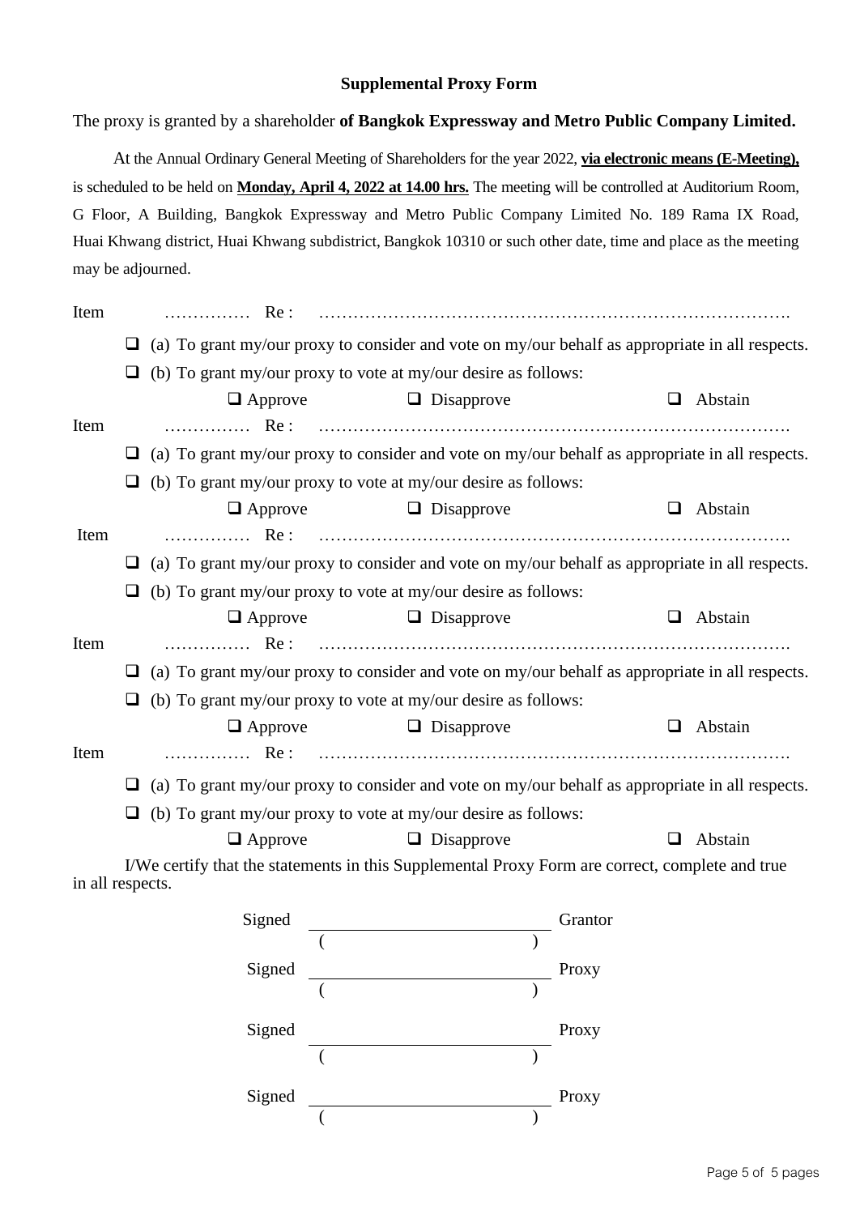**Supplemental Proxy Form**

The proxy is granted by a shareholder **of Bangkok Expressway and Metro Public Company Limited.**

At the Annual Ordinary General Meeting of Shareholders for the year 2022, **via electronic means (E-Meeting),** is scheduled to be held on **Monday, April 4, 2022 at 14.00 hrs.** The meeting will be controlled at Auditorium Room, G Floor, A Building, Bangkok Expressway and Metro Public Company Limited No. 189 Rama IX Road, Huai Khwang district, Huai Khwang subdistrict, Bangkok 10310 or such other date, time and place as the meeting may be adjourned.

Item …………… Re : ……………………………………………………………………….

- ☐ (a) To grant my/our proxy to consider and vote on my/our behalf as appropriate in all respects.
- ☐ (b) To grant my/our proxy to vote at my/our desire as follows:

  ☐ Approve ☐ Disapprove ☐ Abstain

Item …………… Re : ……………………………………………………………………….

- ☐ (a) To grant my/our proxy to consider and vote on my/our behalf as appropriate in all respects.
- ☐ (b) To grant my/our proxy to vote at my/our desire as follows:

  ☐ Approve ☐ Disapprove ☐ Abstain

Item …………… Re : ……………………………………………………………………….

- ☐ (a) To grant my/our proxy to consider and vote on my/our behalf as appropriate in all respects.
- ☐ (b) To grant my/our proxy to vote at my/our desire as follows:

  ☐ Approve ☐ Disapprove ☐ Abstain

Item …………… Re : ……………………………………………………………………….

- ☐ (a) To grant my/our proxy to consider and vote on my/our behalf as appropriate in all respects.
- ☐ (b) To grant my/our proxy to vote at my/our desire as follows:

  ☐ Approve ☐ Disapprove ☐ Abstain

Item …………… Re : ……………………………………………………………………….

- ☐ (a) To grant my/our proxy to consider and vote on my/our behalf as appropriate in all respects.
- ☐ (b) To grant my/our proxy to vote at my/our desire as follows:

  ☐ Approve ☐ Disapprove ☐ Abstain

I/We certify that the statements in this Supplemental Proxy Form are correct, complete and true in all respects.

Signed ________________________ Grantor
( )

Signed ________________________ Proxy
( )

Signed ________________________ Proxy
( )

Signed ________________________ Proxy
( )